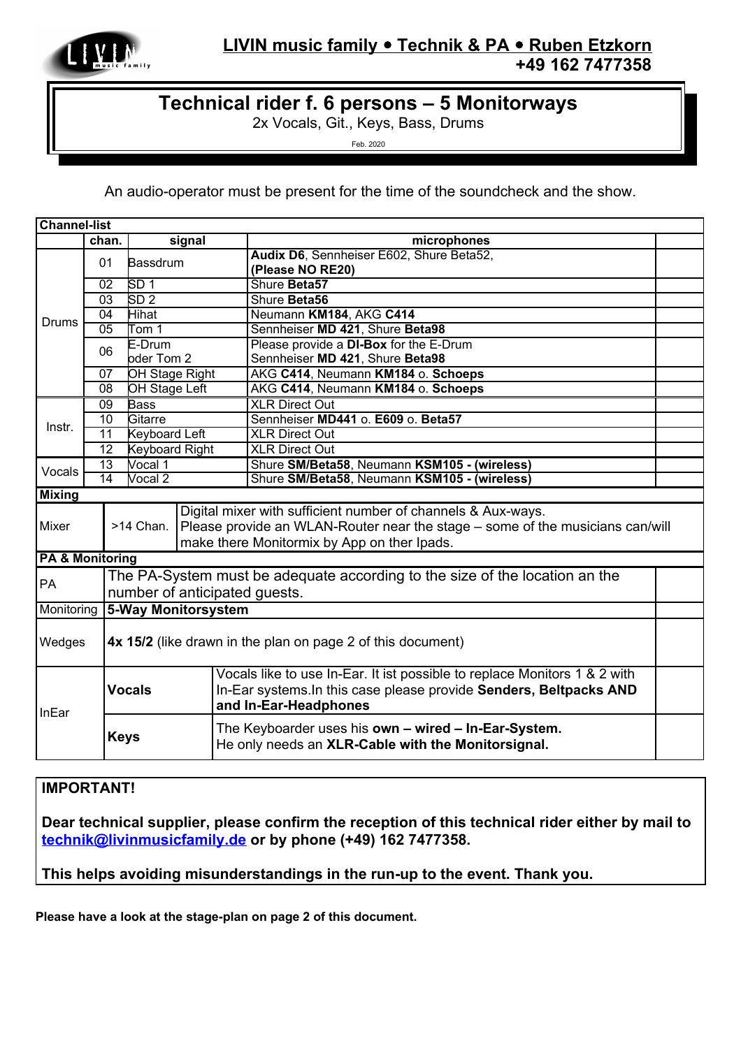**LIVIN music family • Technik & PA • Ruben Etzkorn**
**+49 162 7477358**

# Technical rider f. 6 persons – 5 Monitorways

2x Vocals, Git., Keys, Bass, Drums

Feb. 2020

An audio-operator must be present for the time of the soundcheck and the show.

| Channel-list | | | | |
|---|---|---|---|---|
| | **chan.** | **signal** | **microphones** | |
| Drums | 01 | Bassdrum | **Audix D6**, Sennheiser E602, Shure Beta52, **(Please NO RE20)** | |
| | 02 | SD 1 | Shure **Beta57** | |
| | 03 | SD 2 | Shure **Beta56** | |
| | 04 | Hihat | Neumann **KM184**, AKG **C414** | |
| | 05 | Tom 1 | Sennheiser **MD 421**, Shure **Beta98** | |
| | 06 | E-Drum oder Tom 2 | Please provide a **DI-Box** for the E-Drum Sennheiser **MD 421**, Shure **Beta98** | |
| | 07 | OH Stage Right | AKG **C414**, Neumann **KM184** o. **Schoeps** | |
| | 08 | OH Stage Left | AKG **C414**, Neumann **KM184** o. **Schoeps** | |
| Instr. | 09 | Bass | XLR Direct Out | |
| | 10 | Gitarre | Sennheiser **MD441** o. **E609** o. **Beta57** | |
| | 11 | Keyboard Left | XLR Direct Out | |
| | 12 | Keyboard Right | XLR Direct Out | |
| Vocals | 13 | Vocal 1 | Shure **SM/Beta58**, Neumann **KSM105 - (wireless)** | |
| | 14 | Vocal 2 | Shure **SM/Beta58**, Neumann **KSM105 - (wireless)** | |

| Mixing | | |
|---|---|---|
| Mixer | >14 Chan. | Digital mixer with sufficient number of channels & Aux-ways. Please provide an WLAN-Router near the stage – some of the musicians can/will make there Monitormix by App on ther Ipads. |

| PA & Monitoring | | | |
|---|---|---|---|
| PA | The PA-System must be adequate according to the size of the location an the number of anticipated guests. | | |
| Monitoring | **5-Way Monitorsystem** | | |
| Wedges | **4x 15/2** (like drawn in the plan on page 2 of this document) | | |
| InEar | **Vocals** | Vocals like to use In-Ear. It ist possible to replace Monitors 1 & 2 with In-Ear systems.In this case please provide **Senders, Beltpacks AND and In-Ear-Headphones** | |
| | **Keys** | The Keyboarder uses his **own – wired – In-Ear-System.** He only needs an **XLR-Cable with the Monitorsignal.** | |

**IMPORTANT!**

**Dear technical supplier, please confirm the reception of this technical rider either by mail to [technik@livinmusicfamily.de](mailto:technik@livinmusicfamily.de) or by phone (+49) 162 7477358.**

**This helps avoiding misunderstandings in the run-up to the event. Thank you.**

**Please have a look at the stage-plan on page 2 of this document.**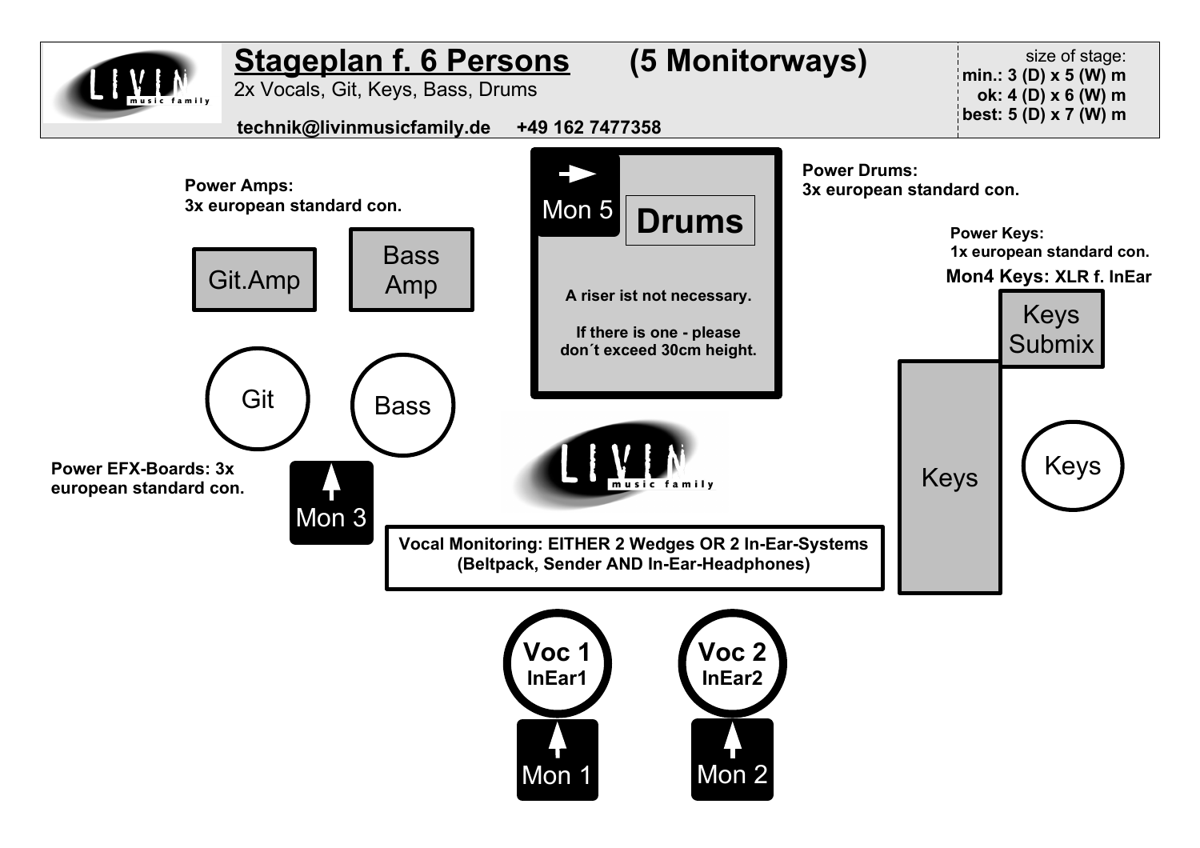# Stageplan f. 6 Persons (5 Monitorways)

2x Vocals, Git, Keys, Bass, Drums

**technik@livinmusicfamily.de** **+49 162 7477358**

size of stage:
**min.: 3 (D) x 5 (W) m**
**ok: 4 (D) x 6 (W) m**
**best: 5 (D) x 7 (W) m**

**Power Amps:**
**3x european standard con.**

Git.Amp

Bass Amp

Mon 5

Drums

**A riser ist not necessary.**

**If there is one - please don´t exceed 30cm height.**

**Power Drums:**
**3x european standard con.**

**Power Keys:**
**1x european standard con.**

**Mon4 Keys: XLR f. InEar**

Keys Submix

Git

Bass

**Power EFX-Boards: 3x european standard con.**

Mon 3

Keys

Keys

**Vocal Monitoring: EITHER 2 Wedges OR 2 In-Ear-Systems (Beltpack, Sender AND In-Ear-Headphones)**

**Voc 1**
**InEar1**

**Voc 2**
**InEar2**

Mon 1

Mon 2